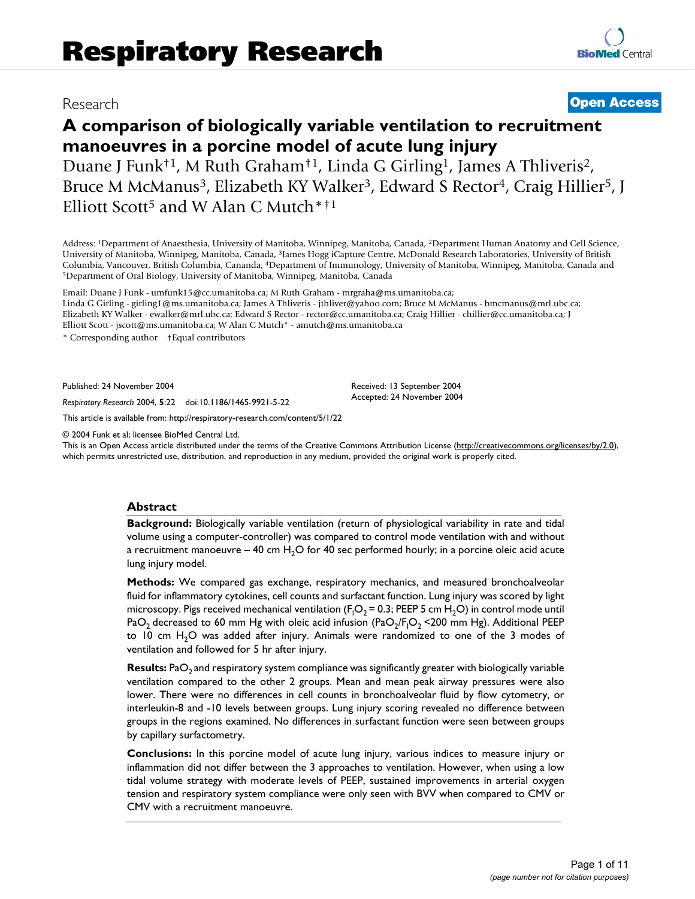Research

**Open Access**

# A comparison of biologically variable ventilation to recruitment manoeuvres in a porcine model of acute lung injury

Duane J Funk[†1], M Ruth Graham[†1], Linda G Girling[1], James A Thliveris[2], Bruce M McManus[3], Elizabeth KY Walker[3], Edward S Rector[4], Craig Hillier[5], J Elliott Scott[5] and W Alan C Mutch*[†1]

Address: [1]Department of Anaesthesia, University of Manitoba, Winnipeg, Manitoba, Canada, [2]Department Human Anatomy and Cell Science, University of Manitoba, Winnipeg, Manitoba, Canada, [3]James Hogg iCapture Centre, McDonald Research Laboratories, University of British Columbia, Vancouver, British Columbia, Cananda, [4]Department of Immunology, University of Manitoba, Winnipeg, Manitoba, Canada and [5]Department of Oral Biology, University of Manitoba, Winnipeg, Manitoba, Canada

Email: Duane J Funk - umfunk15@cc.umanitoba.ca; M Ruth Graham - mrgraha@ms.umanitoba.ca; Linda G Girling - girling1@ms.umanitoba.ca; James A Thliveris - jthliver@yahoo.com; Bruce M McManus - bmcmanus@mrl.ubc.ca; Elizabeth KY Walker - ewalker@mrl.ubc.ca; Edward S Rector - rector@cc.umanitoba.ca; Craig Hillier - chillier@cc.umanitoba.ca; J Elliott Scott - jscott@ms.umanitoba.ca; W Alan C Mutch* - amutch@ms.umanitoba.ca

\* Corresponding author †Equal contributors

Published: 24 November 2004

*Respiratory Research* 2004, **5**:22 doi:10.1186/1465-9921-5-22

Received: 13 September 2004
Accepted: 24 November 2004

This article is available from: http://respiratory-research.com/content/5/1/22

© 2004 Funk et al; licensee BioMed Central Ltd.

This is an Open Access article distributed under the terms of the Creative Commons Attribution License (http://creativecommons.org/licenses/by/2.0), which permits unrestricted use, distribution, and reproduction in any medium, provided the original work is properly cited.

## Abstract

**Background:** Biologically variable ventilation (return of physiological variability in rate and tidal volume using a computer-controller) was compared to control mode ventilation with and without a recruitment manoeuvre – 40 cm $H_2O$ for 40 sec performed hourly; in a porcine oleic acid acute lung injury model.

**Methods:** We compared gas exchange, respiratory mechanics, and measured bronchoalveolar fluid for inflammatory cytokines, cell counts and surfactant function. Lung injury was scored by light microscopy. Pigs received mechanical ventilation ($F_IO_2$ = 0.3; PEEP 5 cm $H_2O$) in control mode until $PaO_2$ decreased to 60 mm Hg with oleic acid infusion ($PaO_2/F_IO_2$ <200 mm Hg). Additional PEEP to 10 cm $H_2O$ was added after injury. Animals were randomized to one of the 3 modes of ventilation and followed for 5 hr after injury.

**Results:** $PaO_2$ and respiratory system compliance was significantly greater with biologically variable ventilation compared to the other 2 groups. Mean and mean peak airway pressures were also lower. There were no differences in cell counts in bronchoalveolar fluid by flow cytometry, or interleukin-8 and -10 levels between groups. Lung injury scoring revealed no difference between groups in the regions examined. No differences in surfactant function were seen between groups by capillary surfactometry.

**Conclusions:** In this porcine model of acute lung injury, various indices to measure injury or inflammation did not differ between the 3 approaches to ventilation. However, when using a low tidal volume strategy with moderate levels of PEEP, sustained improvements in arterial oxygen tension and respiratory system compliance were only seen with BVV when compared to CMV or CMV with a recruitment manoeuvre.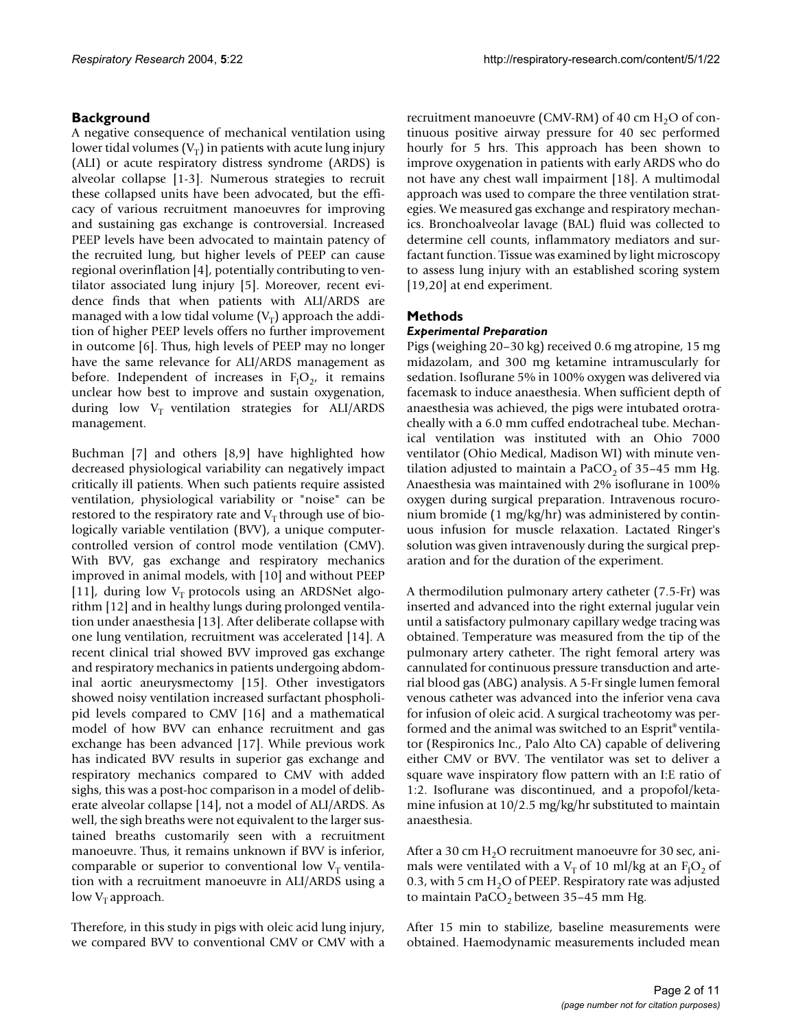## Background

A negative consequence of mechanical ventilation using lower tidal volumes ($V_T$) in patients with acute lung injury (ALI) or acute respiratory distress syndrome (ARDS) is alveolar collapse [1-3]. Numerous strategies to recruit these collapsed units have been advocated, but the efficacy of various recruitment manoeuvres for improving and sustaining gas exchange is controversial. Increased PEEP levels have been advocated to maintain patency of the recruited lung, but higher levels of PEEP can cause regional overinflation [4], potentially contributing to ventilator associated lung injury [5]. Moreover, recent evidence finds that when patients with ALI/ARDS are managed with a low tidal volume ($V_T$) approach the addition of higher PEEP levels offers no further improvement in outcome [6]. Thus, high levels of PEEP may no longer have the same relevance for ALI/ARDS management as before. Independent of increases in $F_IO_2$, it remains unclear how best to improve and sustain oxygenation, during low $V_T$ ventilation strategies for ALI/ARDS management.

Buchman [7] and others [8,9] have highlighted how decreased physiological variability can negatively impact critically ill patients. When such patients require assisted ventilation, physiological variability or "noise" can be restored to the respiratory rate and $V_T$ through use of biologically variable ventilation (BVV), a unique computer-controlled version of control mode ventilation (CMV). With BVV, gas exchange and respiratory mechanics improved in animal models, with [10] and without PEEP [11], during low $V_T$ protocols using an ARDSNet algorithm [12] and in healthy lungs during prolonged ventilation under anaesthesia [13]. After deliberate collapse with one lung ventilation, recruitment was accelerated [14]. A recent clinical trial showed BVV improved gas exchange and respiratory mechanics in patients undergoing abdominal aortic aneurysmectomy [15]. Other investigators showed noisy ventilation increased surfactant phospholipid levels compared to CMV [16] and a mathematical model of how BVV can enhance recruitment and gas exchange has been advanced [17]. While previous work has indicated BVV results in superior gas exchange and respiratory mechanics compared to CMV with added sighs, this was a post-hoc comparison in a model of deliberate alveolar collapse [14], not a model of ALI/ARDS. As well, the sigh breaths were not equivalent to the larger sustained breaths customarily seen with a recruitment manoeuvre. Thus, it remains unknown if BVV is inferior, comparable or superior to conventional low $V_T$ ventilation with a recruitment manoeuvre in ALI/ARDS using a low $V_T$ approach.

Therefore, in this study in pigs with oleic acid lung injury, we compared BVV to conventional CMV or CMV with a recruitment manoeuvre (CMV-RM) of 40 cm $H_2O$ of continuous positive airway pressure for 40 sec performed hourly for 5 hrs. This approach has been shown to improve oxygenation in patients with early ARDS who do not have any chest wall impairment [18]. A multimodal approach was used to compare the three ventilation strategies. We measured gas exchange and respiratory mechanics. Bronchoalveolar lavage (BAL) fluid was collected to determine cell counts, inflammatory mediators and surfactant function. Tissue was examined by light microscopy to assess lung injury with an established scoring system [19,20] at end experiment.

## Methods

### *Experimental Preparation*

Pigs (weighing 20–30 kg) received 0.6 mg atropine, 15 mg midazolam, and 300 mg ketamine intramuscularly for sedation. Isoflurane 5% in 100% oxygen was delivered via facemask to induce anaesthesia. When sufficient depth of anaesthesia was achieved, the pigs were intubated orotracheally with a 6.0 mm cuffed endotracheal tube. Mechanical ventilation was instituted with an Ohio 7000 ventilator (Ohio Medical, Madison WI) with minute ventilation adjusted to maintain a $PaCO_2$ of 35–45 mm Hg. Anaesthesia was maintained with 2% isoflurane in 100% oxygen during surgical preparation. Intravenous rocuronium bromide (1 mg/kg/hr) was administered by continuous infusion for muscle relaxation. Lactated Ringer's solution was given intravenously during the surgical preparation and for the duration of the experiment.

A thermodilution pulmonary artery catheter (7.5-Fr) was inserted and advanced into the right external jugular vein until a satisfactory pulmonary capillary wedge tracing was obtained. Temperature was measured from the tip of the pulmonary artery catheter. The right femoral artery was cannulated for continuous pressure transduction and arterial blood gas (ABG) analysis. A 5-Fr single lumen femoral venous catheter was advanced into the inferior vena cava for infusion of oleic acid. A surgical tracheotomy was performed and the animal was switched to an Esprit® ventilator (Respironics Inc., Palo Alto CA) capable of delivering either CMV or BVV. The ventilator was set to deliver a square wave inspiratory flow pattern with an I:E ratio of 1:2. Isoflurane was discontinued, and a propofol/ketamine infusion at 10/2.5 mg/kg/hr substituted to maintain anaesthesia.

After a 30 cm $H_2O$ recruitment manoeuvre for 30 sec, animals were ventilated with a $V_T$ of 10 ml/kg at an $F_IO_2$ of 0.3, with 5 cm $H_2O$ of PEEP. Respiratory rate was adjusted to maintain $PaCO_2$ between 35–45 mm Hg.

After 15 min to stabilize, baseline measurements were obtained. Haemodynamic measurements included mean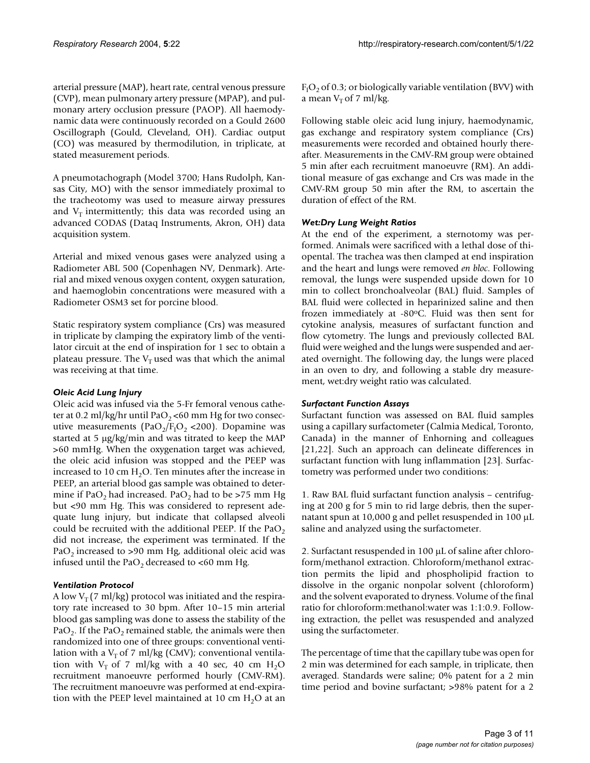arterial pressure (MAP), heart rate, central venous pressure (CVP), mean pulmonary artery pressure (MPAP), and pulmonary artery occlusion pressure (PAOP). All haemodynamic data were continuously recorded on a Gould 2600 Oscillograph (Gould, Cleveland, OH). Cardiac output (CO) was measured by thermodilution, in triplicate, at stated measurement periods.

A pneumotachograph (Model 3700; Hans Rudolph, Kansas City, MO) with the sensor immediately proximal to the tracheotomy was used to measure airway pressures and $V_T$ intermittently; this data was recorded using an advanced CODAS (Dataq Instruments, Akron, OH) data acquisition system.

Arterial and mixed venous gases were analyzed using a Radiometer ABL 500 (Copenhagen NV, Denmark). Arterial and mixed venous oxygen content, oxygen saturation, and haemoglobin concentrations were measured with a Radiometer OSM3 set for porcine blood.

Static respiratory system compliance (Crs) was measured in triplicate by clamping the expiratory limb of the ventilator circuit at the end of inspiration for 1 sec to obtain a plateau pressure. The $V_T$ used was that which the animal was receiving at that time.

### *Oleic Acid Lung Injury*

Oleic acid was infused via the 5-Fr femoral venous catheter at 0.2 ml/kg/hr until $PaO_2$ <60 mm Hg for two consecutive measurements ($PaO_2/F_IO_2$ <200). Dopamine was started at 5 μg/kg/min and was titrated to keep the MAP >60 mmHg. When the oxygenation target was achieved, the oleic acid infusion was stopped and the PEEP was increased to 10 cm $H_2O$. Ten minutes after the increase in PEEP, an arterial blood gas sample was obtained to determine if $PaO_2$ had increased. $PaO_2$ had to be >75 mm Hg but <90 mm Hg. This was considered to represent adequate lung injury, but indicate that collapsed alveoli could be recruited with the additional PEEP. If the $PaO_2$ did not increase, the experiment was terminated. If the $PaO_2$ increased to >90 mm Hg, additional oleic acid was infused until the $PaO_2$ decreased to <60 mm Hg.

### *Ventilation Protocol*

A low $V_T$ (7 ml/kg) protocol was initiated and the respiratory rate increased to 30 bpm. After 10–15 min arterial blood gas sampling was done to assess the stability of the $PaO_2$. If the $PaO_2$ remained stable, the animals were then randomized into one of three groups: conventional ventilation with a $V_T$ of 7 ml/kg (CMV); conventional ventilation with $V_T$ of 7 ml/kg with a 40 sec, 40 cm $H_2O$ recruitment manoeuvre performed hourly (CMV-RM). The recruitment manoeuvre was performed at end-expiration with the PEEP level maintained at 10 cm $H_2O$ at an $F_IO_2$ of 0.3; or biologically variable ventilation (BVV) with a mean $V_T$ of 7 ml/kg.

Following stable oleic acid lung injury, haemodynamic, gas exchange and respiratory system compliance (Crs) measurements were recorded and obtained hourly thereafter. Measurements in the CMV-RM group were obtained 5 min after each recruitment manoeuvre (RM). An additional measure of gas exchange and Crs was made in the CMV-RM group 50 min after the RM, to ascertain the duration of effect of the RM.

### *Wet:Dry Lung Weight Ratios*

At the end of the experiment, a sternotomy was performed. Animals were sacrificed with a lethal dose of thiopental. The trachea was then clamped at end inspiration and the heart and lungs were removed *en bloc*. Following removal, the lungs were suspended upside down for 10 min to collect bronchoalveolar (BAL) fluid. Samples of BAL fluid were collected in heparinized saline and then frozen immediately at -80°C. Fluid was then sent for cytokine analysis, measures of surfactant function and flow cytometry. The lungs and previously collected BAL fluid were weighed and the lungs were suspended and aerated overnight. The following day, the lungs were placed in an oven to dry, and following a stable dry measurement, wet:dry weight ratio was calculated.

### *Surfactant Function Assays*

Surfactant function was assessed on BAL fluid samples using a capillary surfactometer (Calmia Medical, Toronto, Canada) in the manner of Enhorning and colleagues [21,22]. Such an approach can delineate differences in surfactant function with lung inflammation [23]. Surfactometry was performed under two conditions:

1. Raw BAL fluid surfactant function analysis – centrifuging at 200 g for 5 min to rid large debris, then the supernatant spun at 10,000 g and pellet resuspended in 100 μL saline and analyzed using the surfactometer.

2. Surfactant resuspended in 100 μL of saline after chloroform/methanol extraction. Chloroform/methanol extraction permits the lipid and phospholipid fraction to dissolve in the organic nonpolar solvent (chloroform) and the solvent evaporated to dryness. Volume of the final ratio for chloroform:methanol:water was 1:1:0.9. Following extraction, the pellet was resuspended and analyzed using the surfactometer.

The percentage of time that the capillary tube was open for 2 min was determined for each sample, in triplicate, then averaged. Standards were saline; 0% patent for a 2 min time period and bovine surfactant; >98% patent for a 2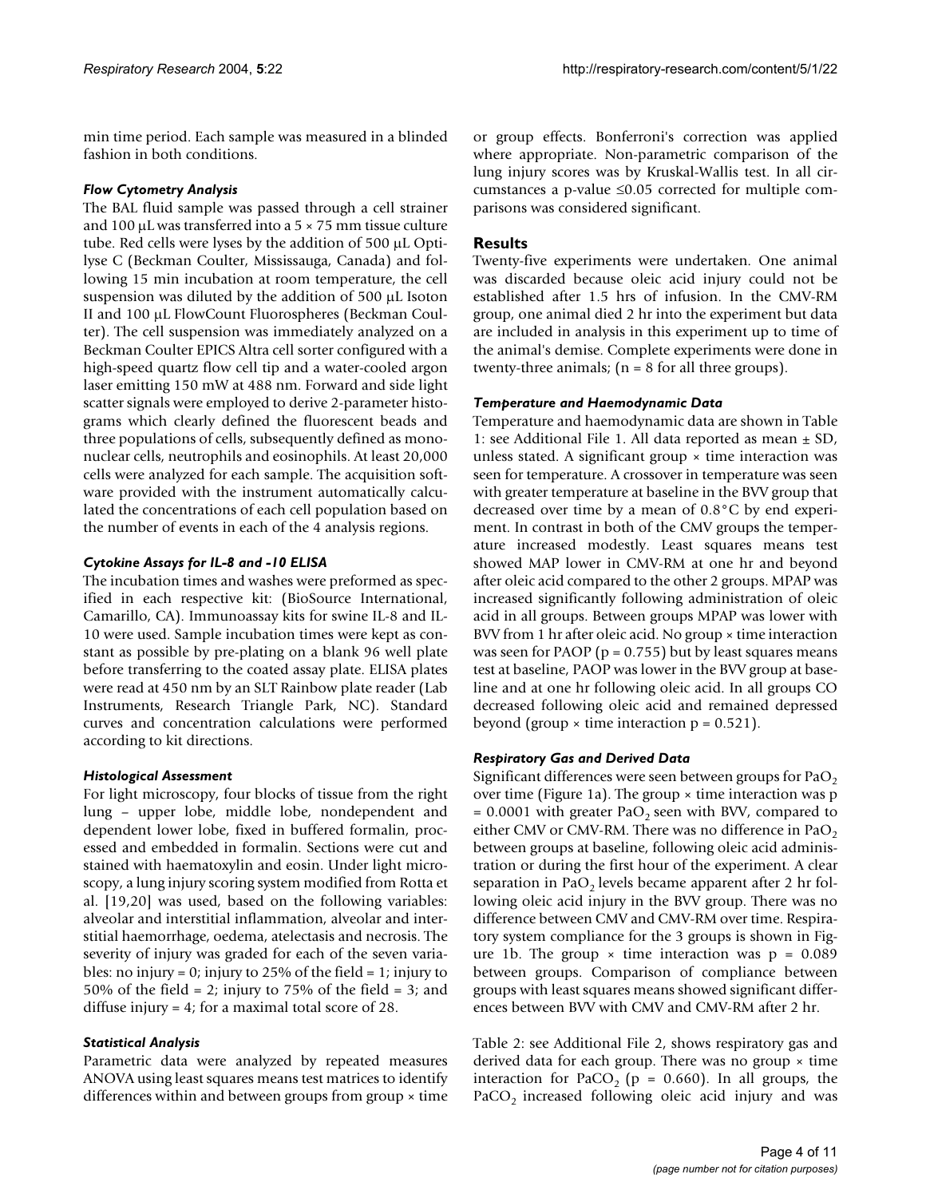min time period. Each sample was measured in a blinded fashion in both conditions.

### *Flow Cytometry Analysis*

The BAL fluid sample was passed through a cell strainer and 100 μL was transferred into a 5 × 75 mm tissue culture tube. Red cells were lyses by the addition of 500 μL Optilyse C (Beckman Coulter, Mississauga, Canada) and following 15 min incubation at room temperature, the cell suspension was diluted by the addition of 500 μL Isoton II and 100 μL FlowCount Fluorospheres (Beckman Coulter). The cell suspension was immediately analyzed on a Beckman Coulter EPICS Altra cell sorter configured with a high-speed quartz flow cell tip and a water-cooled argon laser emitting 150 mW at 488 nm. Forward and side light scatter signals were employed to derive 2-parameter histograms which clearly defined the fluorescent beads and three populations of cells, subsequently defined as mononuclear cells, neutrophils and eosinophils. At least 20,000 cells were analyzed for each sample. The acquisition software provided with the instrument automatically calculated the concentrations of each cell population based on the number of events in each of the 4 analysis regions.

### *Cytokine Assays for IL-8 and -10 ELISA*

The incubation times and washes were preformed as specified in each respective kit: (BioSource International, Camarillo, CA). Immunoassay kits for swine IL-8 and IL-10 were used. Sample incubation times were kept as constant as possible by pre-plating on a blank 96 well plate before transferring to the coated assay plate. ELISA plates were read at 450 nm by an SLT Rainbow plate reader (Lab Instruments, Research Triangle Park, NC). Standard curves and concentration calculations were performed according to kit directions.

### *Histological Assessment*

For light microscopy, four blocks of tissue from the right lung – upper lobe, middle lobe, nondependent and dependent lower lobe, fixed in buffered formalin, processed and embedded in formalin. Sections were cut and stained with haematoxylin and eosin. Under light microscopy, a lung injury scoring system modified from Rotta et al. [19,20] was used, based on the following variables: alveolar and interstitial inflammation, alveolar and interstitial haemorrhage, oedema, atelectasis and necrosis. The severity of injury was graded for each of the seven variables: no injury = 0; injury to 25% of the field = 1; injury to 50% of the field = 2; injury to 75% of the field = 3; and diffuse injury = 4; for a maximal total score of 28.

### *Statistical Analysis*

Parametric data were analyzed by repeated measures ANOVA using least squares means test matrices to identify differences within and between groups from group × time or group effects. Bonferroni's correction was applied where appropriate. Non-parametric comparison of the lung injury scores was by Kruskal-Wallis test. In all circumstances a p-value ≤0.05 corrected for multiple comparisons was considered significant.

## Results

Twenty-five experiments were undertaken. One animal was discarded because oleic acid injury could not be established after 1.5 hrs of infusion. In the CMV-RM group, one animal died 2 hr into the experiment but data are included in analysis in this experiment up to time of the animal's demise. Complete experiments were done in twenty-three animals; (n = 8 for all three groups).

### *Temperature and Haemodynamic Data*

Temperature and haemodynamic data are shown in Table 1: see Additional File 1. All data reported as mean ± SD, unless stated. A significant group × time interaction was seen for temperature. A crossover in temperature was seen with greater temperature at baseline in the BVV group that decreased over time by a mean of 0.8°C by end experiment. In contrast in both of the CMV groups the temperature increased modestly. Least squares means test showed MAP lower in CMV-RM at one hr and beyond after oleic acid compared to the other 2 groups. MPAP was increased significantly following administration of oleic acid in all groups. Between groups MPAP was lower with BVV from 1 hr after oleic acid. No group × time interaction was seen for PAOP ($p = 0.755$) but by least squares means test at baseline, PAOP was lower in the BVV group at baseline and at one hr following oleic acid. In all groups CO decreased following oleic acid and remained depressed beyond (group × time interaction $p = 0.521$).

### *Respiratory Gas and Derived Data*

Significant differences were seen between groups for $PaO_2$ over time (Figure 1a). The group × time interaction was $p = 0.0001$ with greater $PaO_2$ seen with BVV, compared to either CMV or CMV-RM. There was no difference in $PaO_2$ between groups at baseline, following oleic acid administration or during the first hour of the experiment. A clear separation in $PaO_2$ levels became apparent after 2 hr following oleic acid injury in the BVV group. There was no difference between CMV and CMV-RM over time. Respiratory system compliance for the 3 groups is shown in Figure 1b. The group × time interaction was $p = 0.089$ between groups. Comparison of compliance between groups with least squares means showed significant differences between BVV with CMV and CMV-RM after 2 hr.

Table 2: see Additional File 2, shows respiratory gas and derived data for each group. There was no group × time interaction for $PaCO_2$ ($p = 0.660$). In all groups, the $PaCO_2$ increased following oleic acid injury and was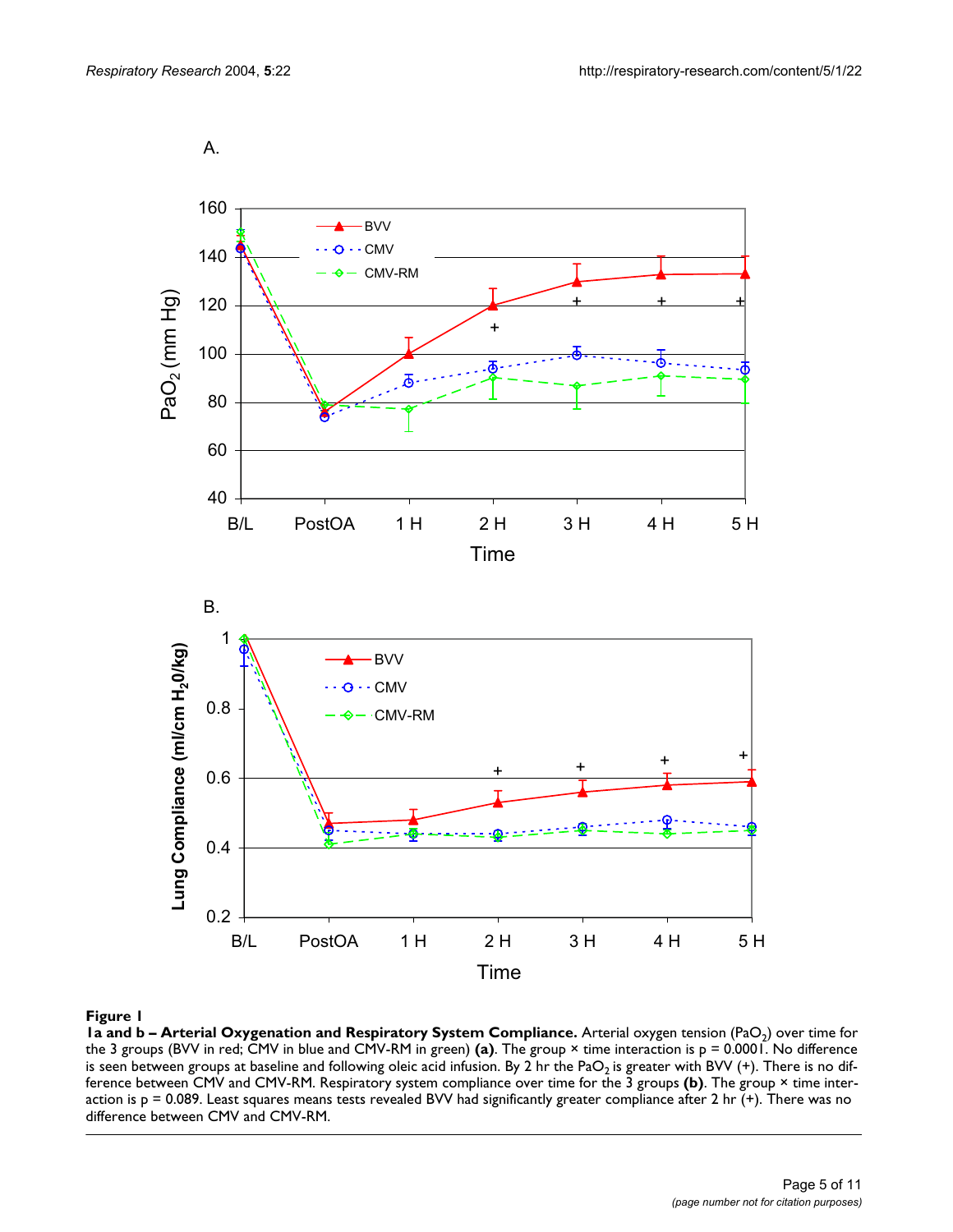**Figure 1**

**1a and b – Arterial Oxygenation and Respiratory System Compliance.** Arterial oxygen tension ($PaO_2$) over time for the 3 groups (BVV in red; CMV in blue and CMV-RM in green) **(a)**. The group × time interaction is p = 0.0001. No difference is seen between groups at baseline and following oleic acid infusion. By 2 hr the $PaO_2$ is greater with BVV (+). There is no difference between CMV and CMV-RM. Respiratory system compliance over time for the 3 groups **(b)**. The group × time interaction is p = 0.089. Least squares means tests revealed BVV had significantly greater compliance after 2 hr (+). There was no difference between CMV and CMV-RM.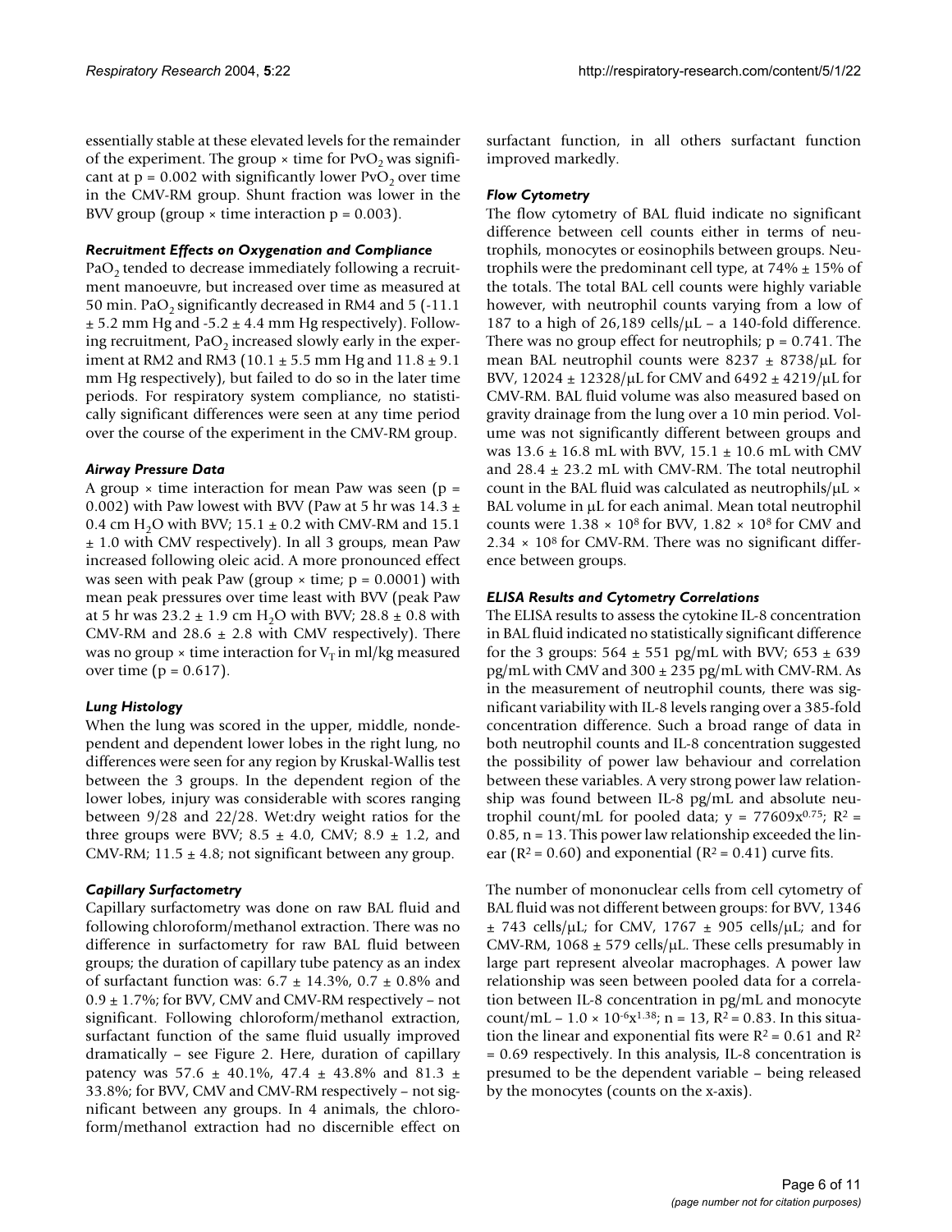essentially stable at these elevated levels for the remainder of the experiment. The group × time for $PvO_2$ was significant at $p = 0.002$ with significantly lower $PvO_2$ over time in the CMV-RM group. Shunt fraction was lower in the BVV group (group × time interaction $p = 0.003$).

### *Recruitment Effects on Oxygenation and Compliance*

$PaO_2$ tended to decrease immediately following a recruitment manoeuvre, but increased over time as measured at 50 min. $PaO_2$ significantly decreased in RM4 and 5 (-11.1 ± 5.2 mm Hg and -5.2 ± 4.4 mm Hg respectively). Following recruitment, $PaO_2$ increased slowly early in the experiment at RM2 and RM3 (10.1 ± 5.5 mm Hg and 11.8 ± 9.1 mm Hg respectively), but failed to do so in the later time periods. For respiratory system compliance, no statistically significant differences were seen at any time period over the course of the experiment in the CMV-RM group.

### *Airway Pressure Data*

A group × time interaction for mean Paw was seen ($p = 0.002$) with Paw lowest with BVV (Paw at 5 hr was 14.3 ± 0.4 cm $H_2O$ with BVV; 15.1 ± 0.2 with CMV-RM and 15.1 ± 1.0 with CMV respectively). In all 3 groups, mean Paw increased following oleic acid. A more pronounced effect was seen with peak Paw (group × time; $p = 0.0001$) with mean peak pressures over time least with BVV (peak Paw at 5 hr was 23.2 ± 1.9 cm $H_2O$ with BVV; 28.8 ± 0.8 with CMV-RM and 28.6 ± 2.8 with CMV respectively). There was no group × time interaction for $V_T$ in ml/kg measured over time ($p = 0.617$).

### *Lung Histology*

When the lung was scored in the upper, middle, nondependent and dependent lower lobes in the right lung, no differences were seen for any region by Kruskal-Wallis test between the 3 groups. In the dependent region of the lower lobes, injury was considerable with scores ranging between 9/28 and 22/28. Wet:dry weight ratios for the three groups were BVV; 8.5 ± 4.0, CMV; 8.9 ± 1.2, and CMV-RM; 11.5 ± 4.8; not significant between any group.

### *Capillary Surfactometry*

Capillary surfactometry was done on raw BAL fluid and following chloroform/methanol extraction. There was no difference in surfactometry for raw BAL fluid between groups; the duration of capillary tube patency as an index of surfactant function was: 6.7 ± 14.3%, 0.7 ± 0.8% and 0.9 ± 1.7%; for BVV, CMV and CMV-RM respectively – not significant. Following chloroform/methanol extraction, surfactant function of the same fluid usually improved dramatically – see Figure 2. Here, duration of capillary patency was 57.6 ± 40.1%, 47.4 ± 43.8% and 81.3 ± 33.8%; for BVV, CMV and CMV-RM respectively – not significant between any groups. In 4 animals, the chloroform/methanol extraction had no discernible effect on surfactant function, in all others surfactant function improved markedly.

### *Flow Cytometry*

The flow cytometry of BAL fluid indicate no significant difference between cell counts either in terms of neutrophils, monocytes or eosinophils between groups. Neutrophils were the predominant cell type, at 74% ± 15% of the totals. The total BAL cell counts were highly variable however, with neutrophil counts varying from a low of 187 to a high of 26,189 cells/μL – a 140-fold difference. There was no group effect for neutrophils; $p = 0.741$. The mean BAL neutrophil counts were 8237 ± 8738/μL for BVV, 12024 ± 12328/μL for CMV and 6492 ± 4219/μL for CMV-RM. BAL fluid volume was also measured based on gravity drainage from the lung over a 10 min period. Volume was not significantly different between groups and was 13.6 ± 16.8 mL with BVV, 15.1 ± 10.6 mL with CMV and 28.4 ± 23.2 mL with CMV-RM. The total neutrophil count in the BAL fluid was calculated as neutrophils/μL × BAL volume in μL for each animal. Mean total neutrophil counts were $1.38 \times 10^8$ for BVV, $1.82 \times 10^8$ for CMV and $2.34 \times 10^8$ for CMV-RM. There was no significant difference between groups.

### *ELISA Results and Cytometry Correlations*

The ELISA results to assess the cytokine IL-8 concentration in BAL fluid indicated no statistically significant difference for the 3 groups: 564 ± 551 pg/mL with BVV; 653 ± 639 pg/mL with CMV and 300 ± 235 pg/mL with CMV-RM. As in the measurement of neutrophil counts, there was significant variability with IL-8 levels ranging over a 385-fold concentration difference. Such a broad range of data in both neutrophil counts and IL-8 concentration suggested the possibility of power law behaviour and correlation between these variables. A very strong power law relationship was found between IL-8 pg/mL and absolute neutrophil count/mL for pooled data; $y = 77609x^{0.75}$; $R^2 = 0.85$, $n = 13$. This power law relationship exceeded the linear ($R^2 = 0.60$) and exponential ($R^2 = 0.41$) curve fits.

The number of mononuclear cells from cell cytometry of BAL fluid was not different between groups: for BVV, 1346 ± 743 cells/μL; for CMV, 1767 ± 905 cells/μL; and for CMV-RM, 1068 ± 579 cells/μL. These cells presumably in large part represent alveolar macrophages. A power law relationship was seen between pooled data for a correlation between IL-8 concentration in pg/mL and monocyte count/mL – $1.0 \times 10^{-6}x^{1.38}$; $n = 13$, $R^2 = 0.83$. In this situation the linear and exponential fits were $R^2 = 0.61$ and $R^2 = 0.69$ respectively. In this analysis, IL-8 concentration is presumed to be the dependent variable – being released by the monocytes (counts on the x-axis).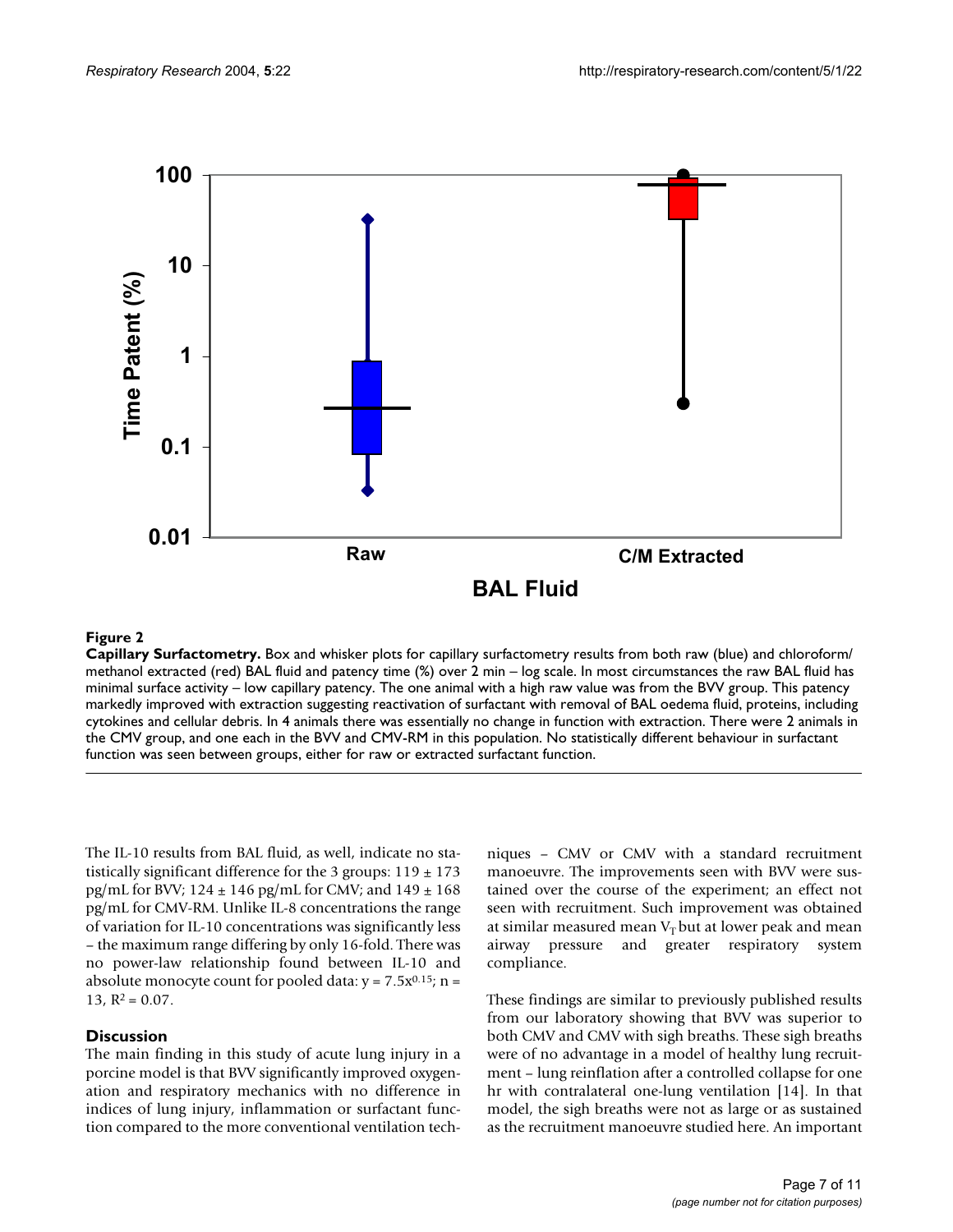**Figure 2**

**Capillary Surfactometry.** Box and whisker plots for capillary surfactometry results from both raw (blue) and chloroform/methanol extracted (red) BAL fluid and patency time (%) over 2 min – log scale. In most circumstances the raw BAL fluid has minimal surface activity – low capillary patency. The one animal with a high raw value was from the BVV group. This patency markedly improved with extraction suggesting reactivation of surfactant with removal of BAL oedema fluid, proteins, including cytokines and cellular debris. In 4 animals there was essentially no change in function with extraction. There were 2 animals in the CMV group, and one each in the BVV and CMV-RM in this population. No statistically different behaviour in surfactant function was seen between groups, either for raw or extracted surfactant function.

The IL-10 results from BAL fluid, as well, indicate no statistically significant difference for the 3 groups: 119 ± 173 pg/mL for BVV; 124 ± 146 pg/mL for CMV; and 149 ± 168 pg/mL for CMV-RM. Unlike IL-8 concentrations the range of variation for IL-10 concentrations was significantly less – the maximum range differing by only 16-fold. There was no power-law relationship found between IL-10 and absolute monocyte count for pooled data: $y = 7.5x^{0.15}$; n = 13, $R^2 = 0.07$.

## Discussion

The main finding in this study of acute lung injury in a porcine model is that BVV significantly improved oxygenation and respiratory mechanics with no difference in indices of lung injury, inflammation or surfactant function compared to the more conventional ventilation techniques – CMV or CMV with a standard recruitment manoeuvre. The improvements seen with BVV were sustained over the course of the experiment; an effect not seen with recruitment. Such improvement was obtained at similar measured mean $V_T$ but at lower peak and mean airway pressure and greater respiratory system compliance.

These findings are similar to previously published results from our laboratory showing that BVV was superior to both CMV and CMV with sigh breaths. These sigh breaths were of no advantage in a model of healthy lung recruitment – lung reinflation after a controlled collapse for one hr with contralateral one-lung ventilation [14]. In that model, the sigh breaths were not as large or as sustained as the recruitment manoeuvre studied here. An important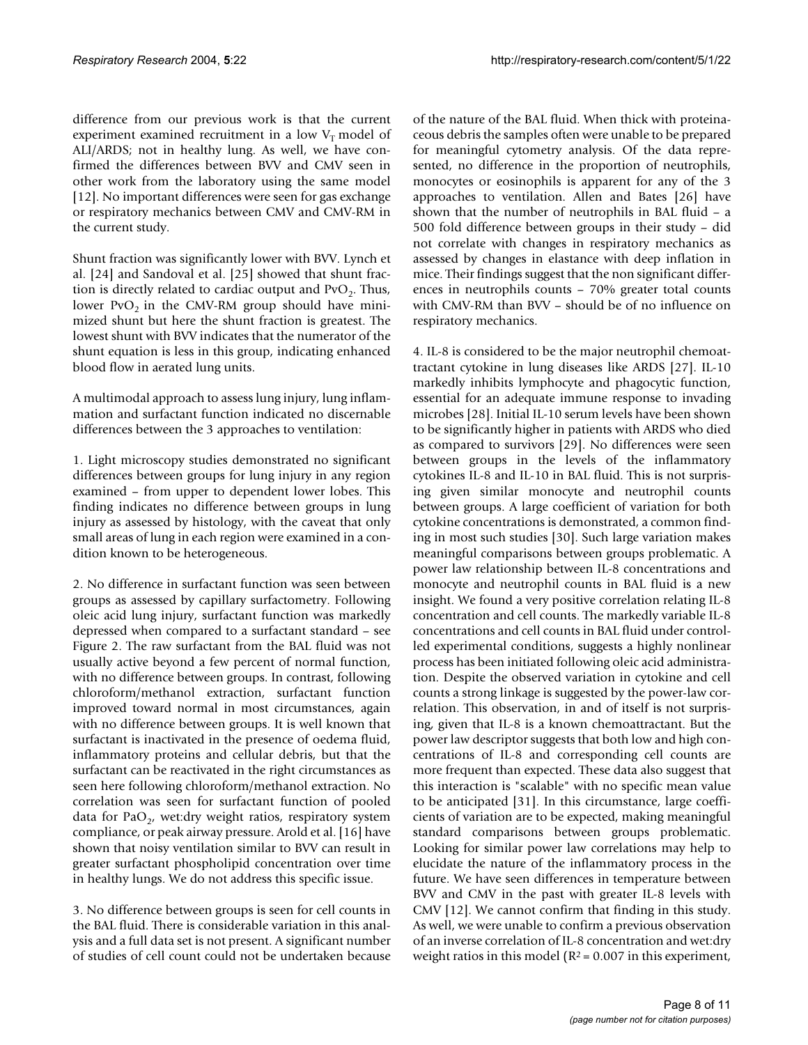difference from our previous work is that the current experiment examined recruitment in a low $V_T$ model of ALI/ARDS; not in healthy lung. As well, we have confirmed the differences between BVV and CMV seen in other work from the laboratory using the same model [12]. No important differences were seen for gas exchange or respiratory mechanics between CMV and CMV-RM in the current study.

Shunt fraction was significantly lower with BVV. Lynch et al. [24] and Sandoval et al. [25] showed that shunt fraction is directly related to cardiac output and $PvO_2$. Thus, lower $PvO_2$ in the CMV-RM group should have minimized shunt but here the shunt fraction is greatest. The lowest shunt with BVV indicates that the numerator of the shunt equation is less in this group, indicating enhanced blood flow in aerated lung units.

A multimodal approach to assess lung injury, lung inflammation and surfactant function indicated no discernable differences between the 3 approaches to ventilation:

1. Light microscopy studies demonstrated no significant differences between groups for lung injury in any region examined – from upper to dependent lower lobes. This finding indicates no difference between groups in lung injury as assessed by histology, with the caveat that only small areas of lung in each region were examined in a condition known to be heterogeneous.

2. No difference in surfactant function was seen between groups as assessed by capillary surfactometry. Following oleic acid lung injury, surfactant function was markedly depressed when compared to a surfactant standard – see Figure 2. The raw surfactant from the BAL fluid was not usually active beyond a few percent of normal function, with no difference between groups. In contrast, following chloroform/methanol extraction, surfactant function improved toward normal in most circumstances, again with no difference between groups. It is well known that surfactant is inactivated in the presence of oedema fluid, inflammatory proteins and cellular debris, but that the surfactant can be reactivated in the right circumstances as seen here following chloroform/methanol extraction. No correlation was seen for surfactant function of pooled data for $PaO_2$, wet:dry weight ratios, respiratory system compliance, or peak airway pressure. Arold et al. [16] have shown that noisy ventilation similar to BVV can result in greater surfactant phospholipid concentration over time in healthy lungs. We do not address this specific issue.

3. No difference between groups is seen for cell counts in the BAL fluid. There is considerable variation in this analysis and a full data set is not present. A significant number of studies of cell count could not be undertaken because of the nature of the BAL fluid. When thick with proteinaceous debris the samples often were unable to be prepared for meaningful cytometry analysis. Of the data represented, no difference in the proportion of neutrophils, monocytes or eosinophils is apparent for any of the 3 approaches to ventilation. Allen and Bates [26] have shown that the number of neutrophils in BAL fluid – a 500 fold difference between groups in their study – did not correlate with changes in respiratory mechanics as assessed by changes in elastance with deep inflation in mice. Their findings suggest that the non significant differences in neutrophils counts – 70% greater total counts with CMV-RM than BVV – should be of no influence on respiratory mechanics.

4. IL-8 is considered to be the major neutrophil chemoattractant cytokine in lung diseases like ARDS [27]. IL-10 markedly inhibits lymphocyte and phagocytic function, essential for an adequate immune response to invading microbes [28]. Initial IL-10 serum levels have been shown to be significantly higher in patients with ARDS who died as compared to survivors [29]. No differences were seen between groups in the levels of the inflammatory cytokines IL-8 and IL-10 in BAL fluid. This is not surprising given similar monocyte and neutrophil counts between groups. A large coefficient of variation for both cytokine concentrations is demonstrated, a common finding in most such studies [30]. Such large variation makes meaningful comparisons between groups problematic. A power law relationship between IL-8 concentrations and monocyte and neutrophil counts in BAL fluid is a new insight. We found a very positive correlation relating IL-8 concentration and cell counts. The markedly variable IL-8 concentrations and cell counts in BAL fluid under controlled experimental conditions, suggests a highly nonlinear process has been initiated following oleic acid administration. Despite the observed variation in cytokine and cell counts a strong linkage is suggested by the power-law correlation. This observation, in and of itself is not surprising, given that IL-8 is a known chemoattractant. But the power law descriptor suggests that both low and high concentrations of IL-8 and corresponding cell counts are more frequent than expected. These data also suggest that this interaction is "scalable" with no specific mean value to be anticipated [31]. In this circumstance, large coefficients of variation are to be expected, making meaningful standard comparisons between groups problematic. Looking for similar power law correlations may help to elucidate the nature of the inflammatory process in the future. We have seen differences in temperature between BVV and CMV in the past with greater IL-8 levels with CMV [12]. We cannot confirm that finding in this study. As well, we were unable to confirm a previous observation of an inverse correlation of IL-8 concentration and wet:dry weight ratios in this model ($R^2 = 0.007$ in this experiment,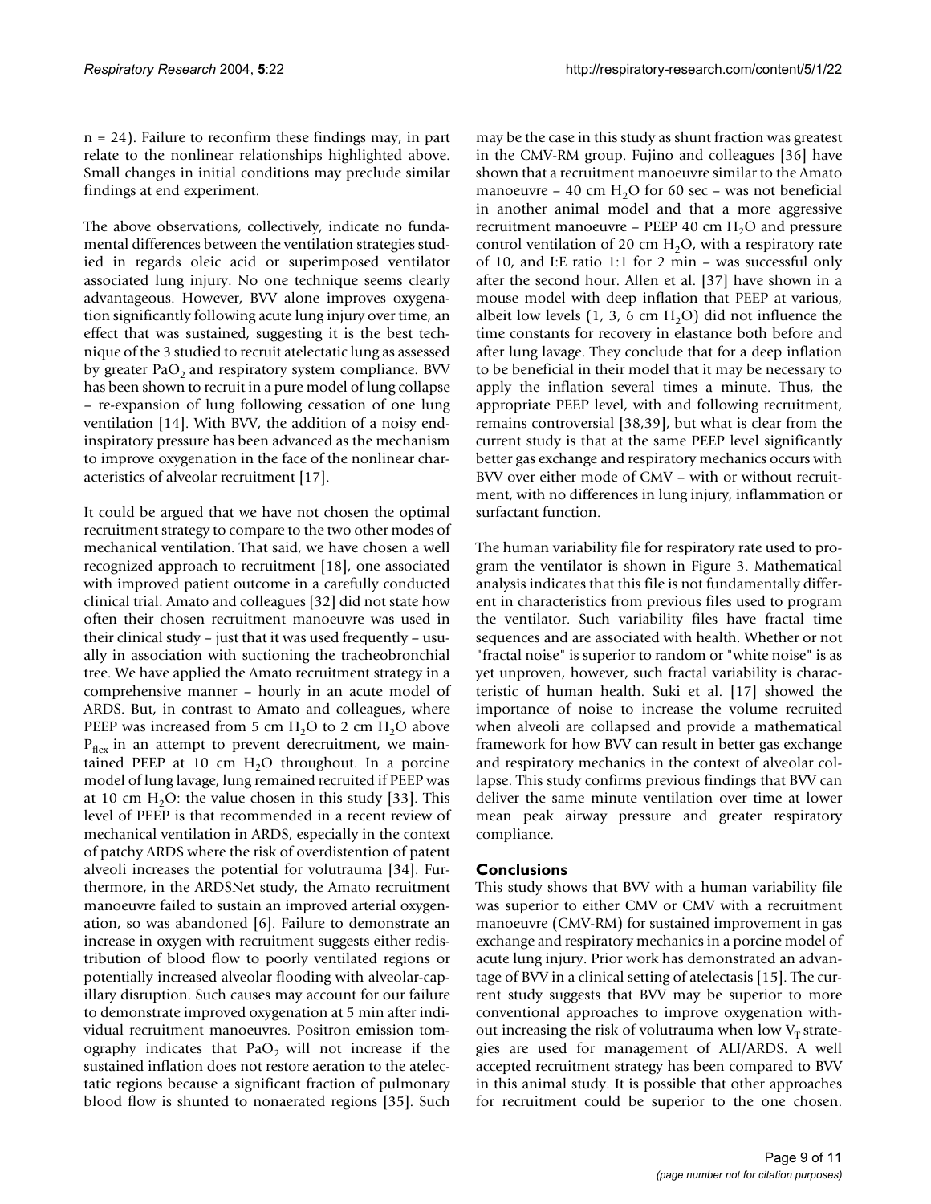n = 24). Failure to reconfirm these findings may, in part relate to the nonlinear relationships highlighted above. Small changes in initial conditions may preclude similar findings at end experiment.

The above observations, collectively, indicate no fundamental differences between the ventilation strategies studied in regards oleic acid or superimposed ventilator associated lung injury. No one technique seems clearly advantageous. However, BVV alone improves oxygenation significantly following acute lung injury over time, an effect that was sustained, suggesting it is the best technique of the 3 studied to recruit atelectatic lung as assessed by greater $PaO_2$ and respiratory system compliance. BVV has been shown to recruit in a pure model of lung collapse – re-expansion of lung following cessation of one lung ventilation [14]. With BVV, the addition of a noisy end-inspiratory pressure has been advanced as the mechanism to improve oxygenation in the face of the nonlinear characteristics of alveolar recruitment [17].

It could be argued that we have not chosen the optimal recruitment strategy to compare to the two other modes of mechanical ventilation. That said, we have chosen a well recognized approach to recruitment [18], one associated with improved patient outcome in a carefully conducted clinical trial. Amato and colleagues [32] did not state how often their chosen recruitment manoeuvre was used in their clinical study – just that it was used frequently – usually in association with suctioning the tracheobronchial tree. We have applied the Amato recruitment strategy in a comprehensive manner – hourly in an acute model of ARDS. But, in contrast to Amato and colleagues, where PEEP was increased from 5 cm $H_2O$ to 2 cm $H_2O$ above $P_{flex}$ in an attempt to prevent derecruitment, we maintained PEEP at 10 cm $H_2O$ throughout. In a porcine model of lung lavage, lung remained recruited if PEEP was at 10 cm $H_2O$: the value chosen in this study [33]. This level of PEEP is that recommended in a recent review of mechanical ventilation in ARDS, especially in the context of patchy ARDS where the risk of overdistention of patent alveoli increases the potential for volutrauma [34]. Furthermore, in the ARDSNet study, the Amato recruitment manoeuvre failed to sustain an improved arterial oxygenation, so was abandoned [6]. Failure to demonstrate an increase in oxygen with recruitment suggests either redistribution of blood flow to poorly ventilated regions or potentially increased alveolar flooding with alveolar-capillary disruption. Such causes may account for our failure to demonstrate improved oxygenation at 5 min after individual recruitment manoeuvres. Positron emission tomography indicates that $PaO_2$ will not increase if the sustained inflation does not restore aeration to the atelectatic regions because a significant fraction of pulmonary blood flow is shunted to nonaerated regions [35]. Such may be the case in this study as shunt fraction was greatest in the CMV-RM group. Fujino and colleagues [36] have shown that a recruitment manoeuvre similar to the Amato manoeuvre – 40 cm $H_2O$ for 60 sec – was not beneficial in another animal model and that a more aggressive recruitment manoeuvre – PEEP 40 cm $H_2O$ and pressure control ventilation of 20 cm $H_2O$, with a respiratory rate of 10, and I:E ratio 1:1 for 2 min – was successful only after the second hour. Allen et al. [37] have shown in a mouse model with deep inflation that PEEP at various, albeit low levels (1, 3, 6 cm $H_2O$) did not influence the time constants for recovery in elastance both before and after lung lavage. They conclude that for a deep inflation to be beneficial in their model that it may be necessary to apply the inflation several times a minute. Thus, the appropriate PEEP level, with and following recruitment, remains controversial [38,39], but what is clear from the current study is that at the same PEEP level significantly better gas exchange and respiratory mechanics occurs with BVV over either mode of CMV – with or without recruitment, with no differences in lung injury, inflammation or surfactant function.

The human variability file for respiratory rate used to program the ventilator is shown in Figure 3. Mathematical analysis indicates that this file is not fundamentally different in characteristics from previous files used to program the ventilator. Such variability files have fractal time sequences and are associated with health. Whether or not "fractal noise" is superior to random or "white noise" is as yet unproven, however, such fractal variability is characteristic of human health. Suki et al. [17] showed the importance of noise to increase the volume recruited when alveoli are collapsed and provide a mathematical framework for how BVV can result in better gas exchange and respiratory mechanics in the context of alveolar collapse. This study confirms previous findings that BVV can deliver the same minute ventilation over time at lower mean peak airway pressure and greater respiratory compliance.

## Conclusions

This study shows that BVV with a human variability file was superior to either CMV or CMV with a recruitment manoeuvre (CMV-RM) for sustained improvement in gas exchange and respiratory mechanics in a porcine model of acute lung injury. Prior work has demonstrated an advantage of BVV in a clinical setting of atelectasis [15]. The current study suggests that BVV may be superior to more conventional approaches to improve oxygenation without increasing the risk of volutrauma when low $V_T$ strategies are used for management of ALI/ARDS. A well accepted recruitment strategy has been compared to BVV in this animal study. It is possible that other approaches for recruitment could be superior to the one chosen.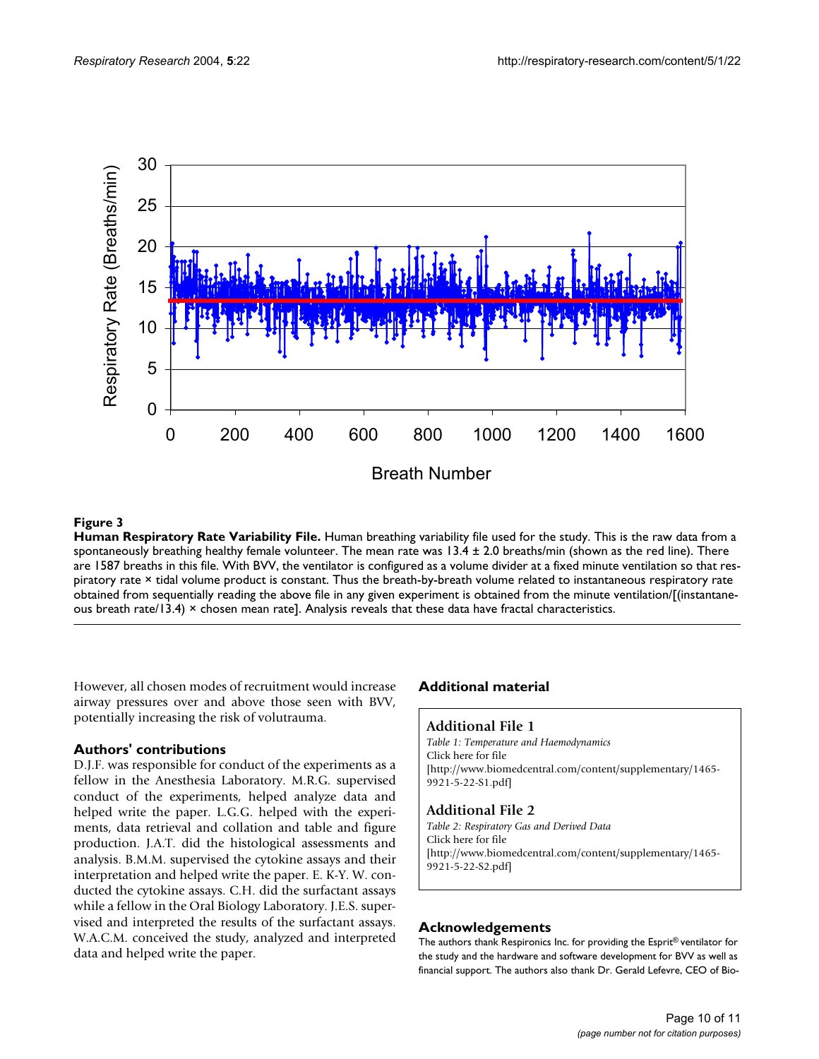**Figure 3**

**Human Respiratory Rate Variability File.** Human breathing variability file used for the study. This is the raw data from a spontaneously breathing healthy female volunteer. The mean rate was 13.4 ± 2.0 breaths/min (shown as the red line). There are 1587 breaths in this file. With BVV, the ventilator is configured as a volume divider at a fixed minute ventilation so that respiratory rate × tidal volume product is constant. Thus the breath-by-breath volume related to instantaneous respiratory rate obtained from sequentially reading the above file in any given experiment is obtained from the minute ventilation/[(instantaneous breath rate/13.4) × chosen mean rate]. Analysis reveals that these data have fractal characteristics.

However, all chosen modes of recruitment would increase airway pressures over and above those seen with BVV, potentially increasing the risk of volutrauma.

## Authors' contributions

D.J.F. was responsible for conduct of the experiments as a fellow in the Anesthesia Laboratory. M.R.G. supervised conduct of the experiments, helped analyze data and helped write the paper. L.G.G. helped with the experiments, data retrieval and collation and table and figure production. J.A.T. did the histological assessments and analysis. B.M.M. supervised the cytokine assays and their interpretation and helped write the paper. E. K-Y. W. conducted the cytokine assays. C.H. did the surfactant assays while a fellow in the Oral Biology Laboratory. J.E.S. supervised and interpreted the results of the surfactant assays. W.A.C.M. conceived the study, analyzed and interpreted data and helped write the paper.

## Additional material

### Additional File 1

*Table 1: Temperature and Haemodynamics*
Click here for file
[http://www.biomedcentral.com/content/supplementary/1465-9921-5-22-S1.pdf]

### Additional File 2

*Table 2: Respiratory Gas and Derived Data*
Click here for file
[http://www.biomedcentral.com/content/supplementary/1465-9921-5-22-S2.pdf]

## Acknowledgements

The authors thank Respironics Inc. for providing the Esprit® ventilator for the study and the hardware and software development for BVV as well as financial support. The authors also thank Dr. Gerald Lefevre, CEO of Bio-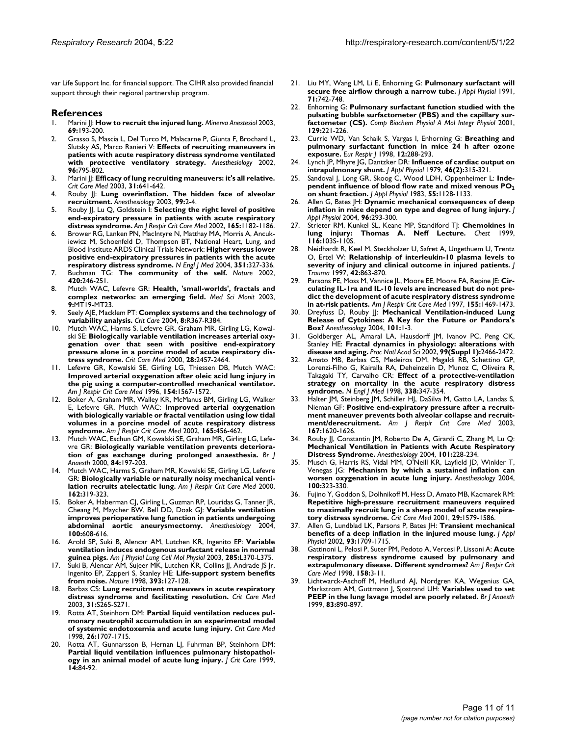var Life Support Inc. for financial support. The CIHR also provided financial support through their regional partnership program.

## References

1. Marini JJ: **How to recruit the injured lung.** *Minerva Anestesiol* 2003, **69:**193-200.
2. Grasso S, Mascia L, Del Turco M, Malacarne P, Giunta F, Brochard L, Slutsky AS, Marco Ranieri V: **Effects of recruiting maneuvers in patients with acute respiratory distress syndrome ventilated with protective ventilatory strategy.** *Anesthesiology* 2002, **96:**795-802.
3. Marini JJ: **Efficacy of lung recruiting maneuvers: it's all relative.** *Crit Care Med* 2003, **31:**641-642.
4. Rouby JJ: **Lung overinflation. The hidden face of alveolar recruitment.** *Anesthesiology* 2003, **99:**2-4.
5. Rouby JJ, Lu Q, Goldstein I: **Selecting the right level of positive end-expiratory pressure in patients with acute respiratory distress syndrome.** *Am J Respir Crit Care Med* 2002, **165:**1182-1186.
6. Brower RG, Lanken PN, MacIntyre N, Matthay MA, Morris A, Ancukiewicz M, Schoenfeld D, Thompson BT, National Heart, Lung, and Blood Institute ARDS Clinical Trials Network: **Higher versus lower positive end-expiratory pressures in patients with the acute respiratory distress syndrome.** *N Engl J Med* 2004, **351:**327-336.
7. Buchman TG: **The community of the self.** *Nature* 2002, **420:**246-251.
8. Mutch WAC, Lefevre GR: **Health, 'small-worlds', fractals and complex networks: an emerging field.** *Med Sci Monit* 2003, **9:**MT19-MT23.
9. Seely AJE, Macklem PT: **Complex systems and the technology of variability analysis.** *Crit Care* 2004, **8:**R367-R384.
10. Mutch WAC, Harms S, Lefevre GR, Graham MR, Girling LG, Kowalski SE: **Biologically variable ventilation increases arterial oxygenation over that seen with positive end-expiratory pressure alone in a porcine model of acute respiratory distress syndrome.** *Crit Care Med* 2000, **28:**2457-2464.
11. Lefevre GR, Kowalski SE, Girling LG, Thiessen DB, Mutch WAC: **Improved arterial oxygenation after oleic acid lung injury in the pig using a computer-controlled mechanical ventilator.** *Am J Respir Crit Care Med* 1996, **154:**1567-1572.
12. Boker A, Graham MR, Walley KR, McManus BM, Girling LG, Walker E, Lefevre GR, Mutch WAC: **Improved arterial oxygenation with biologically variable or fractal ventilation using low tidal volumes in a porcine model of acute respiratory distress syndrome.** *Am J Respir Crit Care Med* 2002, **165:**456-462.
13. Mutch WAC, Eschun GM, Kowalski SE, Graham MR, Girling LG, Lefevre GR: **Biologically variable ventilation prevents deterioration of gas exchange during prolonged anaesthesia.** *Br J Anaesth* 2000, **84:**197-203.
14. Mutch WAC, Harms S, Graham MR, Kowalski SE, Girling LG, Lefevre GR: **Biologically variable or naturally noisy mechanical ventilation recruits atelectatic lung.** *Am J Respir Crit Care Med* 2000, **162:**319-323.
15. Boker A, Haberman CJ, Girling L, Guzman RP, Louridas G, Tanner JR, Cheang M, Maycher BW, Bell DD, Doak GJ: **Variable ventilation improves perioperative lung function in patients undergoing abdominal aortic aneurysmectomy.** *Anesthesiology* 2004, **100:**608-616.
16. Arold SP, Suki B, Alencar AM, Lutchen KR, Ingenito EP: **Variable ventilation induces endogenous surfactant release in normal guinea pigs.** *Am J Physiol Lung Cell Mol Physiol* 2003, **285:**L370-L375.
17. Suki B, Alencar AM, Sujeer MK, Lutchen KR, Collins JJ, Andrade JS Jr, Ingenito EP, Zapperi S, Stanley HE: **Life-support system benefits from noise.** *Nature* 1998, **393:**127-128.
18. Barbas CS: **Lung recruitment maneuvers in acute respiratory distress syndrome and facilitating resolution.** *Crit Care Med* 2003, **31:**S265-S271.
19. Rotta AT, Steinhorn DM: **Partial liquid ventilation reduces pulmonary neutrophil accumulation in an experimental model of systemic endotoxemia and acute lung injury.** *Crit Care Med* 1998, **26:**1707-1715.
20. Rotta AT, Gunnarsson B, Hernan LJ, Fuhrman BP, Steinhorn DM: **Partial liquid ventilation influences pulmonary histopathology in an animal model of acute lung injury.** *J Crit Care* 1999, **14:**84-92.
21. Liu MY, Wang LM, Li E, Enhorning G: **Pulmonary surfactant will secure free airflow through a narrow tube.** *J Appl Physiol* 1991, **71:**742-748.
22. Enhorning G: **Pulmonary surfactant function studied with the pulsating bubble surfactometer (PBS) and the capillary surfactometer (CS).** *Comp Biochem Physiol A Mol Integr Physiol* 2001, **129:**221-226.
23. Currie WD, Van Schaik S, Vargas I, Enhorning G: **Breathing and pulmonary surfactant function in mice 24 h after ozone exposure.** *Eur Respir J* 1998, **12:**288-293.
24. Lynch JP, Mhyre JG, Dantzker DR: **Influence of cardiac output on intrapulmonary shunt.** *J Appl Physiol* 1979, **46(2):**315-321.
25. Sandoval J, Long GR, Skoog C, Wood LDH, Oppenheimer L: **Independent influence of blood flow rate and mixed venous $PO_2$ on shunt fraction.** *J Appl Physiol* 1983, **55:**1128-1133.
26. Allen G, Bates JH: **Dynamic mechanical consequences of deep inflation in mice depend on type and degree of lung injury.** *J Appl Physiol* 2004, **96:**293-300.
27. Strieter RM, Kunkel SL, Keane MP, Standiford TJ: **Chemokines in lung injury: Thomas A. Neff Lecture.** *Chest* 1999, **116:**103S-110S.
28. Neidhardt R, Keel M, Steckholzer U, Safret A, Ungethuem U, Trentz O, Ertel W: **Relationship of interleukin-10 plasma levels to severity of injury and clinical outcome in injured patients.** *J Trauma* 1997, **42:**863-870.
29. Parsons PE, Moss M, Vannice JL, Moore EE, Moore FA, Repine JE: **Circulating IL-1ra and IL-10 levels are increased but do not predict the development of acute respiratory distress syndrome in at-risk patients.** *Am J Respir Crit Care Med* 1997, **155:**1469-1473.
30. Dreyfuss D, Rouby JJ: **Mechanical Ventilation-induced Lung Release of Cytokines: A Key for the Future or Pandora's Box?** *Anesthesiology* 2004, **101:**1-3.
31. Goldberger AL, Amaral LA, Hausdorff JM, Ivanov PC, Peng CK, Stanley HE: **Fractal dynamics in physiology: alterations with disease and aging.** *Proc Natl Acad Sci* 2002, **99(Suppl 1):**2466-2472.
32. Amato MB, Barbas CS, Medeiros DM, Magaldi RB, Schettino GP, Lorenzi-Filho G, Kairalla RA, Deheinzelin D, Munoz C, Oliveira R, Takagaki TY, Carvalho CR: **Effect of a protective-ventilation strategy on mortality in the acute respiratory distress syndrome.** *N Engl J Med* 1998, **338:**347-354.
33. Halter JM, Steinberg JM, Schiller HJ, DaSilva M, Gatto LA, Landas S, Nieman GF: **Positive end-expiratory pressure after a recruitment maneuver prevents both alveolar collapse and recruitment/derecruitment.** *Am J Respir Crit Care Med* 2003, **167:**1620-1626.
34. Rouby JJ, Constantin JM, Roberto De A, Girardi C, Zhang M, Lu Q: **Mechanical Ventilation in Patients with Acute Respiratory Distress Syndrome.** *Anesthesiology* 2004, **101:**228-234.
35. Musch G, Harris RS, Vidal MM, O'Neill KR, Layfield JD, Winkler T, Venegas JG: **Mechanism by which a sustained inflation can worsen oxygenation in acute lung injury.** *Anesthesiology* 2004, **100:**323-330.
36. Fujino Y, Goddon S, Dolhnikoff M, Hess D, Amato MB, Kacmarek RM: **Repetitive high-pressure recruitment maneuvers required to maximally recruit lung in a sheep model of acute respiratory distress syndrome.** *Crit Care Med* 2001, **29:**1579-1586.
37. Allen G, Lundblad LK, Parsons P, Bates JH: **Transient mechanical benefits of a deep inflation in the injured mouse lung.** *J Appl Physiol* 2002, **93:**1709-1715.
38. Gattinoni L, Pelosi P, Suter PM, Pedoto A, Vercesi P, Lissoni A: **Acute respiratory distress syndrome caused by pulmonary and extrapulmonary disease. Different syndromes?** *Am J Respir Crit Care Med* 1998, **158:**3-11.
39. Lichtwarck-Aschoff M, Hedlund AJ, Nordgren KA, Wegenius GA, Markstrom AM, Guttmann J, Sjostrand UH: **Variables used to set PEEP in the lung lavage model are poorly related.** *Br J Anaesth* 1999, **83:**890-897.